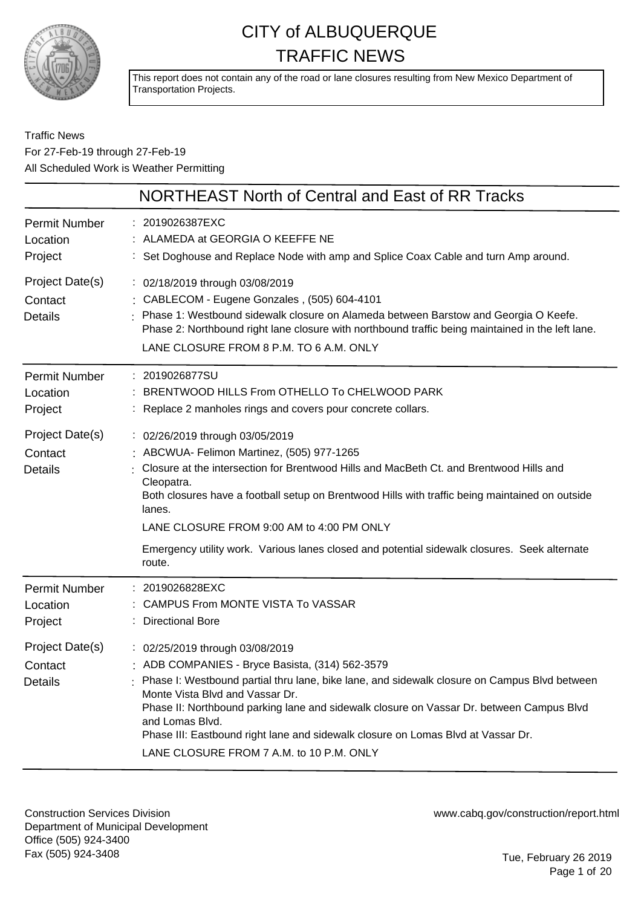# CITY of ALBUQUERQUE
# TRAFFIC NEWS

This report does not contain any of the road or lane closures resulting from New Mexico Department of Transportation Projects.

Traffic News
For 27-Feb-19 through 27-Feb-19
All Scheduled Work is Weather Permitting

## NORTHEAST North of Central and East of RR Tracks

**Permit Number**: 2019026387EXC
**Location**: ALAMEDA at GEORGIA O KEEFFE NE
**Project**: Set Doghouse and Replace Node with amp and Splice Coax Cable and turn Amp around.
**Project Date(s)**: 02/18/2019 through 03/08/2019
**Contact**: CABLECOM - Eugene Gonzales , (505) 604-4101
**Details**: Phase 1: Westbound sidewalk closure on Alameda between Barstow and Georgia O Keefe. Phase 2: Northbound right lane closure with northbound traffic being maintained in the left lane.
LANE CLOSURE FROM 8 P.M. TO 6 A.M. ONLY

---

**Permit Number**: 2019026877SU
**Location**: BRENTWOOD HILLS From OTHELLO To CHELWOOD PARK
**Project**: Replace 2 manholes rings and covers pour concrete collars.
**Project Date(s)**: 02/26/2019 through 03/05/2019
**Contact**: ABCWUA- Felimon Martinez, (505) 977-1265
**Details**: Closure at the intersection for Brentwood Hills and MacBeth Ct. and Brentwood Hills and Cleopatra.
Both closures have a football setup on Brentwood Hills with traffic being maintained on outside lanes.
LANE CLOSURE FROM 9:00 AM to 4:00 PM ONLY
Emergency utility work. Various lanes closed and potential sidewalk closures. Seek alternate route.

---

**Permit Number**: 2019026828EXC
**Location**: CAMPUS From MONTE VISTA To VASSAR
**Project**: Directional Bore
**Project Date(s)**: 02/25/2019 through 03/08/2019
**Contact**: ADB COMPANIES - Bryce Basista, (314) 562-3579
**Details**: Phase I: Westbound partial thru lane, bike lane, and sidewalk closure on Campus Blvd between Monte Vista Blvd and Vassar Dr.
Phase II: Northbound parking lane and sidewalk closure on Vassar Dr. between Campus Blvd and Lomas Blvd.
Phase III: Eastbound right lane and sidewalk closure on Lomas Blvd at Vassar Dr.
LANE CLOSURE FROM 7 A.M. to 10 P.M. ONLY

---

Construction Services Division
Department of Municipal Development
Office (505) 924-3400
Fax (505) 924-3408

www.cabq.gov/construction/report.html

Tue, February 26 2019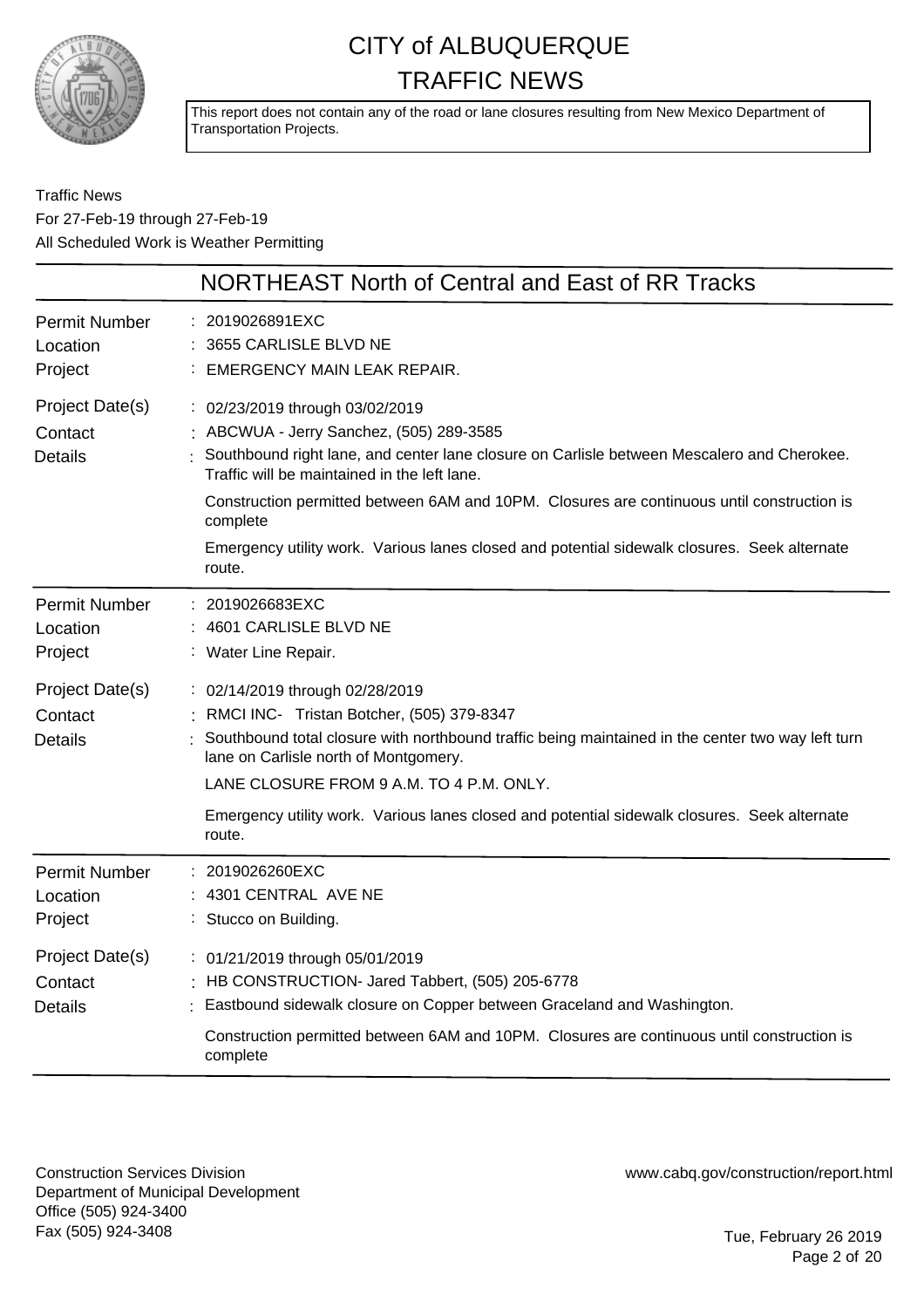# CITY of ALBUQUERQUE
# TRAFFIC NEWS

This report does not contain any of the road or lane closures resulting from New Mexico Department of Transportation Projects.

Traffic News
For 27-Feb-19 through 27-Feb-19
All Scheduled Work is Weather Permitting

## NORTHEAST North of Central and East of RR Tracks

| | |
|---|---|
| Permit Number | 2019026891EXC |
| Location | 3655 CARLISLE BLVD NE |
| Project | EMERGENCY MAIN LEAK REPAIR. |
| Project Date(s) | 02/23/2019 through 03/02/2019 |
| Contact | ABCWUA - Jerry Sanchez, (505) 289-3585 |
| Details | Southbound right lane, and center lane closure on Carlisle between Mescalero and Cherokee. Traffic will be maintained in the left lane.<br><br>Construction permitted between 6AM and 10PM. Closures are continuous until construction is complete<br><br>Emergency utility work. Various lanes closed and potential sidewalk closures. Seek alternate route. |

| | |
|---|---|
| Permit Number | 2019026683EXC |
| Location | 4601 CARLISLE BLVD NE |
| Project | Water Line Repair. |
| Project Date(s) | 02/14/2019 through 02/28/2019 |
| Contact | RMCI INC- Tristan Botcher, (505) 379-8347 |
| Details | Southbound total closure with northbound traffic being maintained in the center two way left turn lane on Carlisle north of Montgomery.<br><br>LANE CLOSURE FROM 9 A.M. TO 4 P.M. ONLY.<br><br>Emergency utility work. Various lanes closed and potential sidewalk closures. Seek alternate route. |

| | |
|---|---|
| Permit Number | 2019026260EXC |
| Location | 4301 CENTRAL AVE NE |
| Project | Stucco on Building. |
| Project Date(s) | 01/21/2019 through 05/01/2019 |
| Contact | HB CONSTRUCTION- Jared Tabbert, (505) 205-6778 |
| Details | Eastbound sidewalk closure on Copper between Graceland and Washington.<br><br>Construction permitted between 6AM and 10PM. Closures are continuous until construction is complete |

Construction Services Division
Department of Municipal Development
Office (505) 924-3400
Fax (505) 924-3408

www.cabq.gov/construction/report.html

Tue, February 26 2019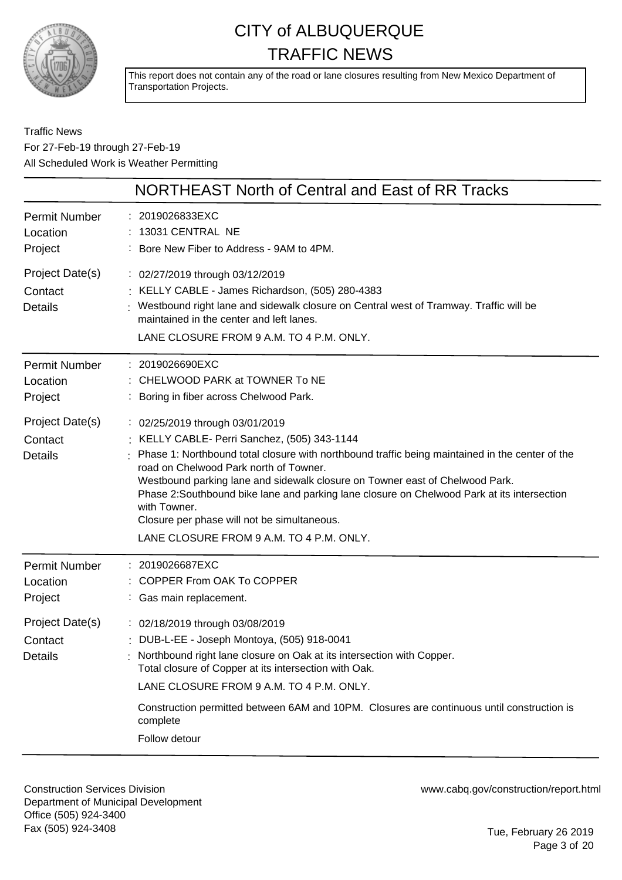# CITY of ALBUQUERQUE TRAFFIC NEWS

This report does not contain any of the road or lane closures resulting from New Mexico Department of Transportation Projects.

Traffic News
For 27-Feb-19 through 27-Feb-19
All Scheduled Work is Weather Permitting

## NORTHEAST North of Central and East of RR Tracks

| | |
|---|---|
| Permit Number | 2019026833EXC |
| Location | 13031 CENTRAL NE |
| Project | Bore New Fiber to Address - 9AM to 4PM. |
| Project Date(s) | 02/27/2019 through 03/12/2019 |
| Contact | KELLY CABLE - James Richardson, (505) 280-4383 |
| Details | Westbound right lane and sidewalk closure on Central west of Tramway. Traffic will be maintained in the center and left lanes.<br>LANE CLOSURE FROM 9 A.M. TO 4 P.M. ONLY. |

| | |
|---|---|
| Permit Number | 2019026690EXC |
| Location | CHELWOOD PARK at TOWNER To NE |
| Project | Boring in fiber across Chelwood Park. |
| Project Date(s) | 02/25/2019 through 03/01/2019 |
| Contact | KELLY CABLE- Perri Sanchez, (505) 343-1144 |
| Details | Phase 1: Northbound total closure with northbound traffic being maintained in the center of the road on Chelwood Park north of Towner.<br>Westbound parking lane and sidewalk closure on Towner east of Chelwood Park.<br>Phase 2:Southbound bike lane and parking lane closure on Chelwood Park at its intersection with Towner.<br>Closure per phase will not be simultaneous.<br>LANE CLOSURE FROM 9 A.M. TO 4 P.M. ONLY. |

| | |
|---|---|
| Permit Number | 2019026687EXC |
| Location | COPPER From OAK To COPPER |
| Project | Gas main replacement. |
| Project Date(s) | 02/18/2019 through 03/08/2019 |
| Contact | DUB-L-EE - Joseph Montoya, (505) 918-0041 |
| Details | Northbound right lane closure on Oak at its intersection with Copper.<br>Total closure of Copper at its intersection with Oak.<br>LANE CLOSURE FROM 9 A.M. TO 4 P.M. ONLY.<br>Construction permitted between 6AM and 10PM. Closures are continuous until construction is complete<br>Follow detour |

Construction Services Division
Department of Municipal Development
Office (505) 924-3400
Fax (505) 924-3408

www.cabq.gov/construction/report.html

Tue, February 26 2019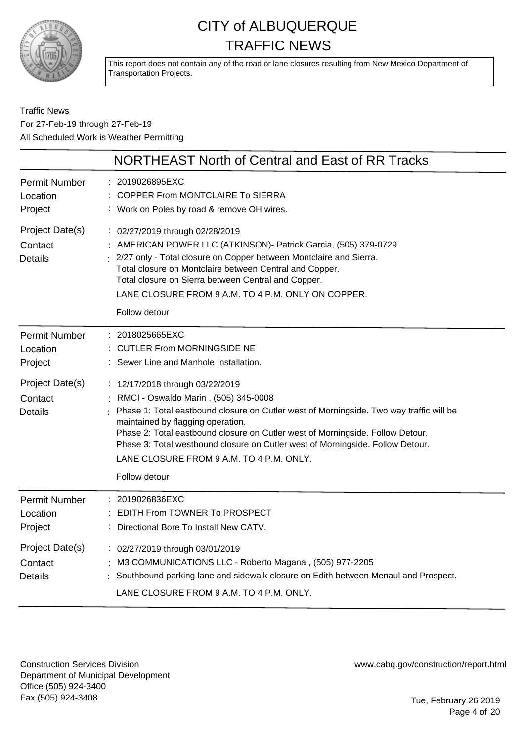# CITY of ALBUQUERQUE TRAFFIC NEWS

This report does not contain any of the road or lane closures resulting from New Mexico Department of Transportation Projects.

Traffic News
For 27-Feb-19 through 27-Feb-19
All Scheduled Work is Weather Permitting

## NORTHEAST North of Central and East of RR Tracks

| | |
|---|---|
| Permit Number | 2019026895EXC |
| Location | COPPER From MONTCLAIRE To SIERRA |
| Project | Work on Poles by road & remove OH wires. |
| Project Date(s) | 02/27/2019 through 02/28/2019 |
| Contact | AMERICAN POWER LLC (ATKINSON)- Patrick Garcia, (505) 379-0729 |
| Details | 2/27 only - Total closure on Copper between Montclaire and Sierra.<br>Total closure on Montclaire between Central and Copper.<br>Total closure on Sierra between Central and Copper.<br>LANE CLOSURE FROM 9 A.M. TO 4 P.M. ONLY ON COPPER.<br>Follow detour |

| | |
|---|---|
| Permit Number | 2018025665EXC |
| Location | CUTLER From MORNINGSIDE NE |
| Project | Sewer Line and Manhole Installation. |
| Project Date(s) | 12/17/2018 through 03/22/2019 |
| Contact | RMCI - Oswaldo Marin , (505) 345-0008 |
| Details | Phase 1: Total eastbound closure on Cutler west of Morningside. Two way traffic will be maintained by flagging operation.<br>Phase 2: Total eastbound closure on Cutler west of Morningside. Follow Detour.<br>Phase 3: Total westbound closure on Cutler west of Morningside. Follow Detour.<br>LANE CLOSURE FROM 9 A.M. TO 4 P.M. ONLY.<br>Follow detour |

| | |
|---|---|
| Permit Number | 2019026836EXC |
| Location | EDITH From TOWNER To PROSPECT |
| Project | Directional Bore To Install New CATV. |
| Project Date(s) | 02/27/2019 through 03/01/2019 |
| Contact | M3 COMMUNICATIONS LLC - Roberto Magana , (505) 977-2205 |
| Details | Southbound parking lane and sidewalk closure on Edith between Menaul and Prospect.<br>LANE CLOSURE FROM 9 A.M. TO 4 P.M. ONLY. |

Construction Services Division
Department of Municipal Development
Office (505) 924-3400
Fax (505) 924-3408

www.cabq.gov/construction/report.html

Tue, February 26 2019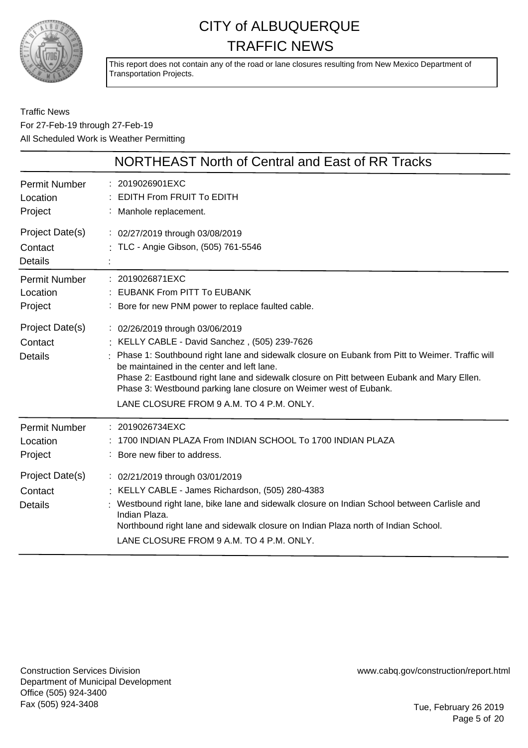# CITY of ALBUQUERQUE TRAFFIC NEWS

This report does not contain any of the road or lane closures resulting from New Mexico Department of Transportation Projects.

Traffic News
For 27-Feb-19 through 27-Feb-19
All Scheduled Work is Weather Permitting

## NORTHEAST North of Central and East of RR Tracks

| | |
|---|---|
| Permit Number | : 2019026901EXC |
| Location | : EDITH From FRUIT To EDITH |
| Project | : Manhole replacement. |
| Project Date(s) | : 02/27/2019 through 03/08/2019 |
| Contact | : TLC - Angie Gibson, (505) 761-5546 |
| Details | : |

| | |
|---|---|
| Permit Number | : 2019026871EXC |
| Location | : EUBANK From PITT To EUBANK |
| Project | : Bore for new PNM power to replace faulted cable. |
| Project Date(s) | : 02/26/2019 through 03/06/2019 |
| Contact | : KELLY CABLE - David Sanchez , (505) 239-7626 |
| Details | : Phase 1: Southbound right lane and sidewalk closure on Eubank from Pitt to Weimer. Traffic will be maintained in the center and left lane.<br>Phase 2: Eastbound right lane and sidewalk closure on Pitt between Eubank and Mary Ellen.<br>Phase 3: Westbound parking lane closure on Weimer west of Eubank.<br>LANE CLOSURE FROM 9 A.M. TO 4 P.M. ONLY. |

| | |
|---|---|
| Permit Number | : 2019026734EXC |
| Location | : 1700 INDIAN PLAZA From INDIAN SCHOOL To 1700 INDIAN PLAZA |
| Project | : Bore new fiber to address. |
| Project Date(s) | : 02/21/2019 through 03/01/2019 |
| Contact | : KELLY CABLE - James Richardson, (505) 280-4383 |
| Details | : Westbound right lane, bike lane and sidewalk closure on Indian School between Carlisle and Indian Plaza.<br>Northbound right lane and sidewalk closure on Indian Plaza north of Indian School.<br>LANE CLOSURE FROM 9 A.M. TO 4 P.M. ONLY. |

Construction Services Division
Department of Municipal Development
Office (505) 924-3400
Fax (505) 924-3408

www.cabq.gov/construction/report.html

Tue, February 26 2019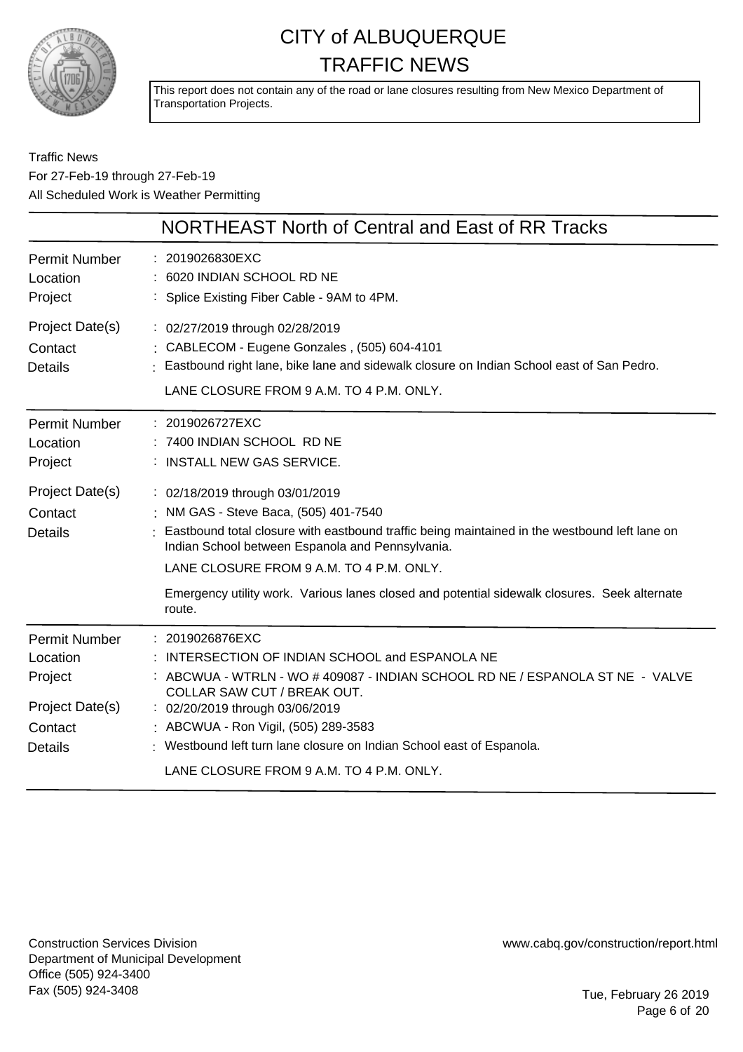# CITY of ALBUQUERQUE
# TRAFFIC NEWS

This report does not contain any of the road or lane closures resulting from New Mexico Department of Transportation Projects.

Traffic News
For 27-Feb-19 through 27-Feb-19
All Scheduled Work is Weather Permitting

## NORTHEAST North of Central and East of RR Tracks

| | |
|---|---|
| Permit Number | 2019026830EXC |
| Location | 6020 INDIAN SCHOOL RD NE |
| Project | Splice Existing Fiber Cable - 9AM to 4PM. |
| Project Date(s) | 02/27/2019 through 02/28/2019 |
| Contact | CABLECOM - Eugene Gonzales , (505) 604-4101 |
| Details | Eastbound right lane, bike lane and sidewalk closure on Indian School east of San Pedro.<br>LANE CLOSURE FROM 9 A.M. TO 4 P.M. ONLY. |

| | |
|---|---|
| Permit Number | 2019026727EXC |
| Location | 7400 INDIAN SCHOOL RD NE |
| Project | INSTALL NEW GAS SERVICE. |
| Project Date(s) | 02/18/2019 through 03/01/2019 |
| Contact | NM GAS - Steve Baca, (505) 401-7540 |
| Details | Eastbound total closure with eastbound traffic being maintained in the westbound left lane on Indian School between Espanola and Pennsylvania.<br>LANE CLOSURE FROM 9 A.M. TO 4 P.M. ONLY.<br>Emergency utility work. Various lanes closed and potential sidewalk closures. Seek alternate route. |

| | |
|---|---|
| Permit Number | 2019026876EXC |
| Location | INTERSECTION OF INDIAN SCHOOL and ESPANOLA NE |
| Project | ABCWUA - WTRLN - WO # 409087 - INDIAN SCHOOL RD NE / ESPANOLA ST NE - VALVE COLLAR SAW CUT / BREAK OUT. |
| Project Date(s) | 02/20/2019 through 03/06/2019 |
| Contact | ABCWUA - Ron Vigil, (505) 289-3583 |
| Details | Westbound left turn lane closure on Indian School east of Espanola.<br>LANE CLOSURE FROM 9 A.M. TO 4 P.M. ONLY. |

Construction Services Division
Department of Municipal Development
Office (505) 924-3400
Fax (505) 924-3408

www.cabq.gov/construction/report.html

Tue, February 26 2019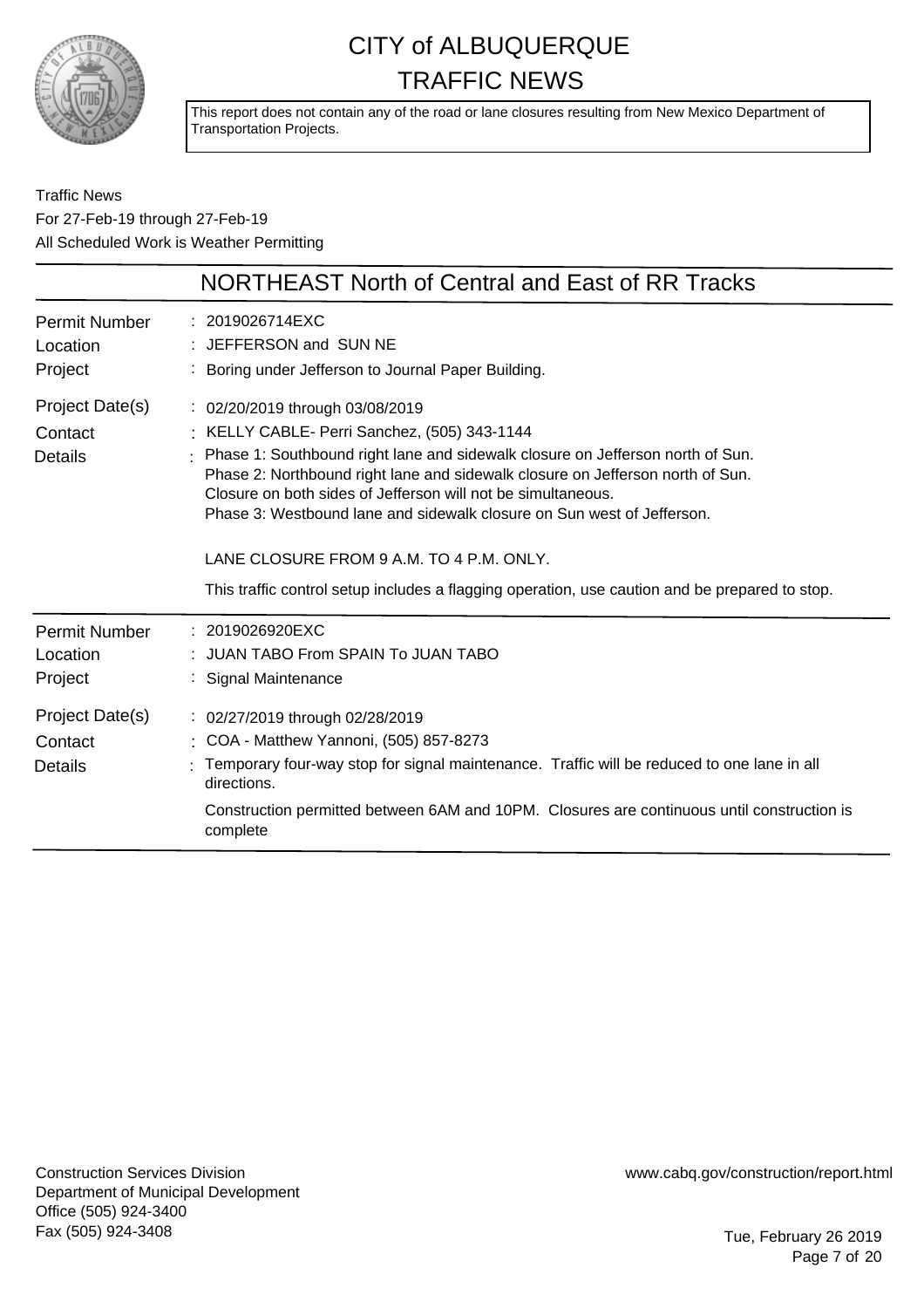# CITY of ALBUQUERQUE TRAFFIC NEWS

This report does not contain any of the road or lane closures resulting from New Mexico Department of Transportation Projects.

Traffic News
For 27-Feb-19 through 27-Feb-19
All Scheduled Work is Weather Permitting

## NORTHEAST North of Central and East of RR Tracks

| | |
|---|---|
| Permit Number | 2019026714EXC |
| Location | JEFFERSON and SUN NE |
| Project | Boring under Jefferson to Journal Paper Building. |
| Project Date(s) | 02/20/2019 through 03/08/2019 |
| Contact | KELLY CABLE- Perri Sanchez, (505) 343-1144 |
| Details | Phase 1: Southbound right lane and sidewalk closure on Jefferson north of Sun.<br>Phase 2: Northbound right lane and sidewalk closure on Jefferson north of Sun.<br>Closure on both sides of Jefferson will not be simultaneous.<br>Phase 3: Westbound lane and sidewalk closure on Sun west of Jefferson.<br><br>LANE CLOSURE FROM 9 A.M. TO 4 P.M. ONLY.<br><br>This traffic control setup includes a flagging operation, use caution and be prepared to stop. |

| | |
|---|---|
| Permit Number | 2019026920EXC |
| Location | JUAN TABO From SPAIN To JUAN TABO |
| Project | Signal Maintenance |
| Project Date(s) | 02/27/2019 through 02/28/2019 |
| Contact | COA - Matthew Yannoni, (505) 857-8273 |
| Details | Temporary four-way stop for signal maintenance. Traffic will be reduced to one lane in all directions.<br><br>Construction permitted between 6AM and 10PM. Closures are continuous until construction is complete |

Construction Services Division
Department of Municipal Development
Office (505) 924-3400
Fax (505) 924-3408

www.cabq.gov/construction/report.html

Tue, February 26 2019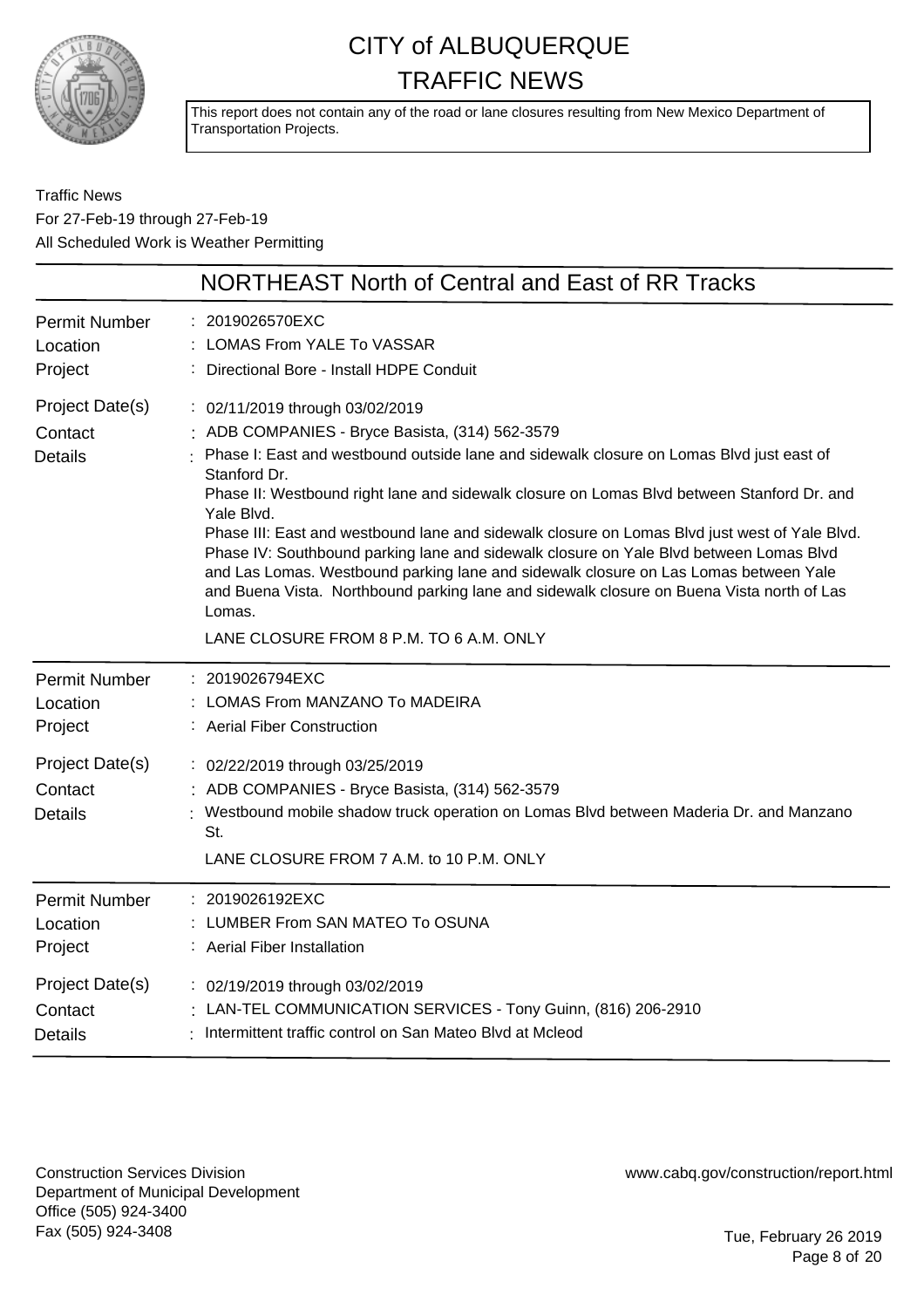# CITY of ALBUQUERQUE
# TRAFFIC NEWS

This report does not contain any of the road or lane closures resulting from New Mexico Department of Transportation Projects.

Traffic News
For 27-Feb-19 through 27-Feb-19
All Scheduled Work is Weather Permitting

## NORTHEAST North of Central and East of RR Tracks

| | |
|---|---|
| Permit Number | : 2019026570EXC |
| Location | : LOMAS From YALE To VASSAR |
| Project | : Directional Bore - Install HDPE Conduit |
| Project Date(s) | : 02/11/2019 through 03/02/2019 |
| Contact | : ADB COMPANIES - Bryce Basista, (314) 562-3579 |
| Details | : Phase I: East and westbound outside lane and sidewalk closure on Lomas Blvd just east of Stanford Dr.<br>Phase II: Westbound right lane and sidewalk closure on Lomas Blvd between Stanford Dr. and Yale Blvd.<br>Phase III: East and westbound lane and sidewalk closure on Lomas Blvd just west of Yale Blvd.<br>Phase IV: Southbound parking lane and sidewalk closure on Yale Blvd between Lomas Blvd and Las Lomas. Westbound parking lane and sidewalk closure on Las Lomas between Yale and Buena Vista. Northbound parking lane and sidewalk closure on Buena Vista north of Las Lomas.<br>LANE CLOSURE FROM 8 P.M. TO 6 A.M. ONLY |

| | |
|---|---|
| Permit Number | : 2019026794EXC |
| Location | : LOMAS From MANZANO To MADEIRA |
| Project | : Aerial Fiber Construction |
| Project Date(s) | : 02/22/2019 through 03/25/2019 |
| Contact | : ADB COMPANIES - Bryce Basista, (314) 562-3579 |
| Details | : Westbound mobile shadow truck operation on Lomas Blvd between Maderia Dr. and Manzano St.<br>LANE CLOSURE FROM 7 A.M. to 10 P.M. ONLY |

| | |
|---|---|
| Permit Number | : 2019026192EXC |
| Location | : LUMBER From SAN MATEO To OSUNA |
| Project | : Aerial Fiber Installation |
| Project Date(s) | : 02/19/2019 through 03/02/2019 |
| Contact | : LAN-TEL COMMUNICATION SERVICES - Tony Guinn, (816) 206-2910 |
| Details | : Intermittent traffic control on San Mateo Blvd at Mcleod |

Construction Services Division
Department of Municipal Development
Office (505) 924-3400
Fax (505) 924-3408

www.cabq.gov/construction/report.html

Tue, February 26 2019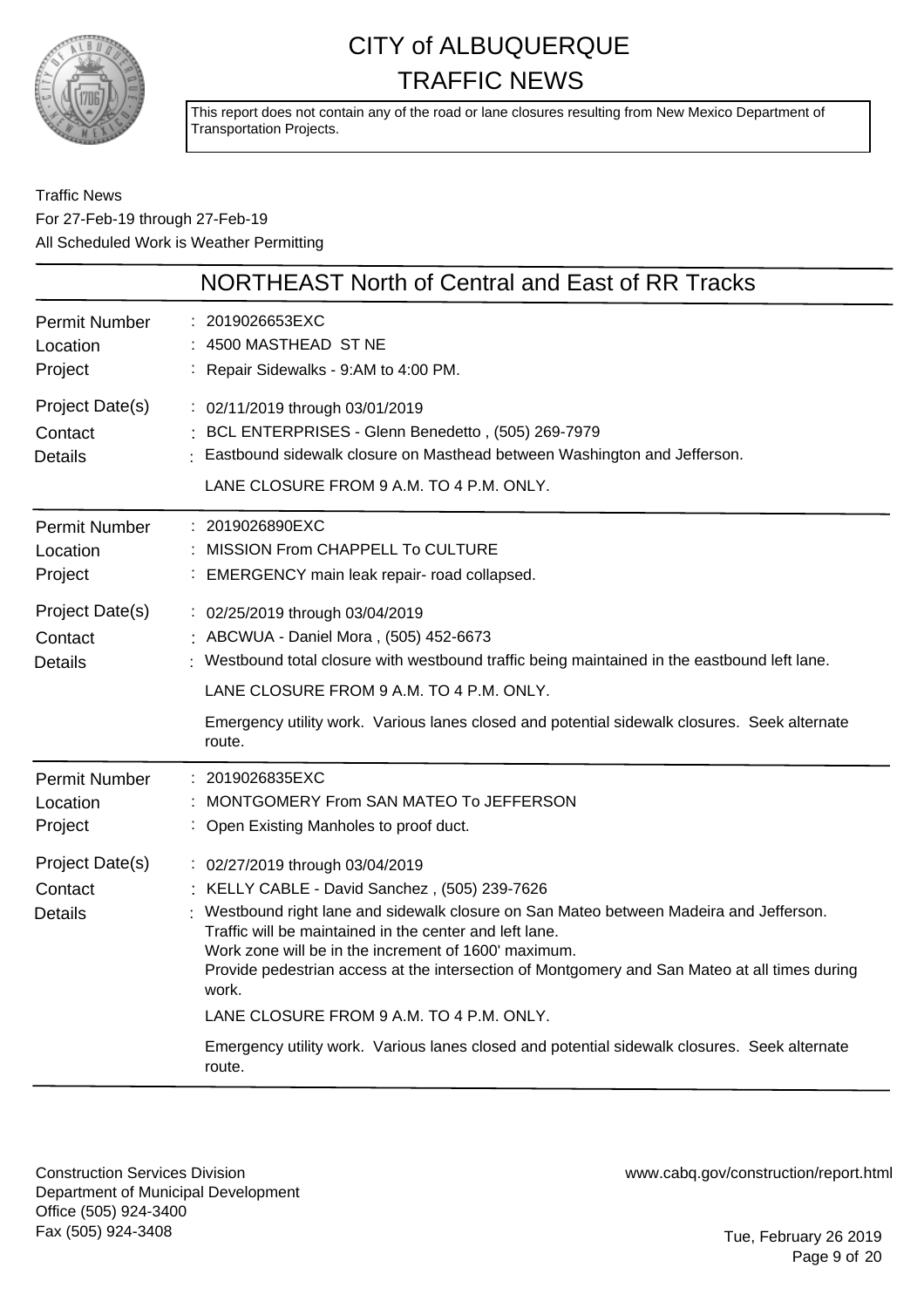# CITY of ALBUQUERQUE TRAFFIC NEWS

This report does not contain any of the road or lane closures resulting from New Mexico Department of Transportation Projects.

Traffic News
For 27-Feb-19 through 27-Feb-19
All Scheduled Work is Weather Permitting

## NORTHEAST North of Central and East of RR Tracks

| | |
|---|---|
| Permit Number | 2019026653EXC |
| Location | 4500 MASTHEAD ST NE |
| Project | Repair Sidewalks - 9:AM to 4:00 PM. |
| Project Date(s) | 02/11/2019 through 03/01/2019 |
| Contact | BCL ENTERPRISES - Glenn Benedetto , (505) 269-7979 |
| Details | Eastbound sidewalk closure on Masthead between Washington and Jefferson.<br>LANE CLOSURE FROM 9 A.M. TO 4 P.M. ONLY. |

| | |
|---|---|
| Permit Number | 2019026890EXC |
| Location | MISSION From CHAPPELL To CULTURE |
| Project | EMERGENCY main leak repair- road collapsed. |
| Project Date(s) | 02/25/2019 through 03/04/2019 |
| Contact | ABCWUA - Daniel Mora , (505) 452-6673 |
| Details | Westbound total closure with westbound traffic being maintained in the eastbound left lane.<br>LANE CLOSURE FROM 9 A.M. TO 4 P.M. ONLY.<br>Emergency utility work. Various lanes closed and potential sidewalk closures. Seek alternate route. |

| | |
|---|---|
| Permit Number | 2019026835EXC |
| Location | MONTGOMERY From SAN MATEO To JEFFERSON |
| Project | Open Existing Manholes to proof duct. |
| Project Date(s) | 02/27/2019 through 03/04/2019 |
| Contact | KELLY CABLE - David Sanchez , (505) 239-7626 |
| Details | Westbound right lane and sidewalk closure on San Mateo between Madeira and Jefferson.<br>Traffic will be maintained in the center and left lane.<br>Work zone will be in the increment of 1600' maximum.<br>Provide pedestrian access at the intersection of Montgomery and San Mateo at all times during work.<br>LANE CLOSURE FROM 9 A.M. TO 4 P.M. ONLY.<br>Emergency utility work. Various lanes closed and potential sidewalk closures. Seek alternate route. |

Construction Services Division
Department of Municipal Development
Office (505) 924-3400
Fax (505) 924-3408

www.cabq.gov/construction/report.html

Tue, February 26 2019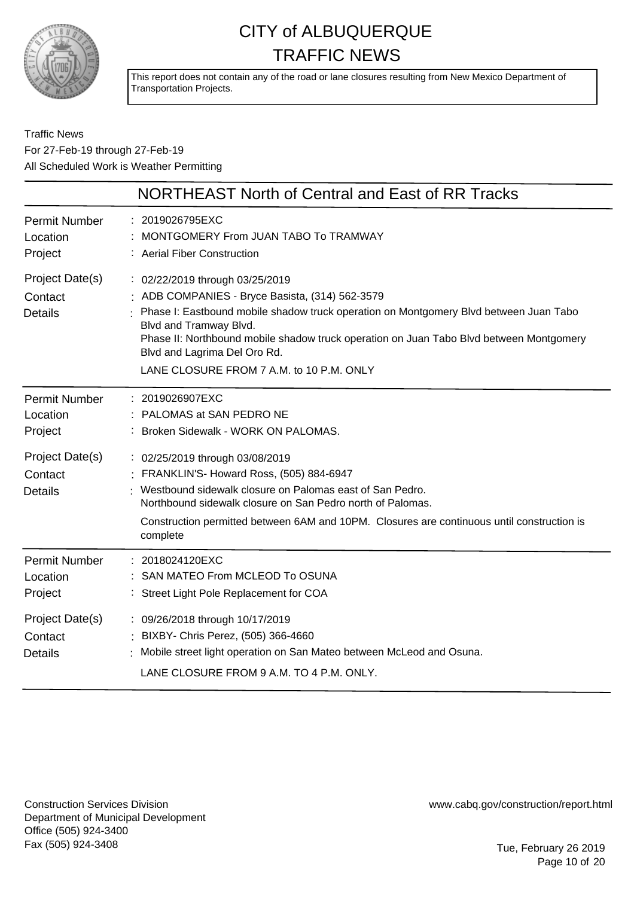# CITY of ALBUQUERQUE TRAFFIC NEWS

This report does not contain any of the road or lane closures resulting from New Mexico Department of Transportation Projects.

Traffic News
For 27-Feb-19 through 27-Feb-19
All Scheduled Work is Weather Permitting

## NORTHEAST North of Central and East of RR Tracks

| | |
|---|---|
| Permit Number | 2019026795EXC |
| Location | MONTGOMERY From JUAN TABO To TRAMWAY |
| Project | Aerial Fiber Construction |
| Project Date(s) | 02/22/2019 through 03/25/2019 |
| Contact | ADB COMPANIES - Bryce Basista, (314) 562-3579 |
| Details | Phase I: Eastbound mobile shadow truck operation on Montgomery Blvd between Juan Tabo Blvd and Tramway Blvd.<br>Phase II: Northbound mobile shadow truck operation on Juan Tabo Blvd between Montgomery Blvd and Lagrima Del Oro Rd.<br>LANE CLOSURE FROM 7 A.M. to 10 P.M. ONLY |

| | |
|---|---|
| Permit Number | 2019026907EXC |
| Location | PALOMAS at SAN PEDRO NE |
| Project | Broken Sidewalk - WORK ON PALOMAS. |
| Project Date(s) | 02/25/2019 through 03/08/2019 |
| Contact | FRANKLIN'S- Howard Ross, (505) 884-6947 |
| Details | Westbound sidewalk closure on Palomas east of San Pedro.<br>Northbound sidewalk closure on San Pedro north of Palomas.<br>Construction permitted between 6AM and 10PM. Closures are continuous until construction is complete |

| | |
|---|---|
| Permit Number | 2018024120EXC |
| Location | SAN MATEO From MCLEOD To OSUNA |
| Project | Street Light Pole Replacement for COA |
| Project Date(s) | 09/26/2018 through 10/17/2019 |
| Contact | BIXBY- Chris Perez, (505) 366-4660 |
| Details | Mobile street light operation on San Mateo between McLeod and Osuna.<br>LANE CLOSURE FROM 9 A.M. TO 4 P.M. ONLY. |

Construction Services Division
Department of Municipal Development
Office (505) 924-3400
Fax (505) 924-3408

www.cabq.gov/construction/report.html

Tue, February 26 2019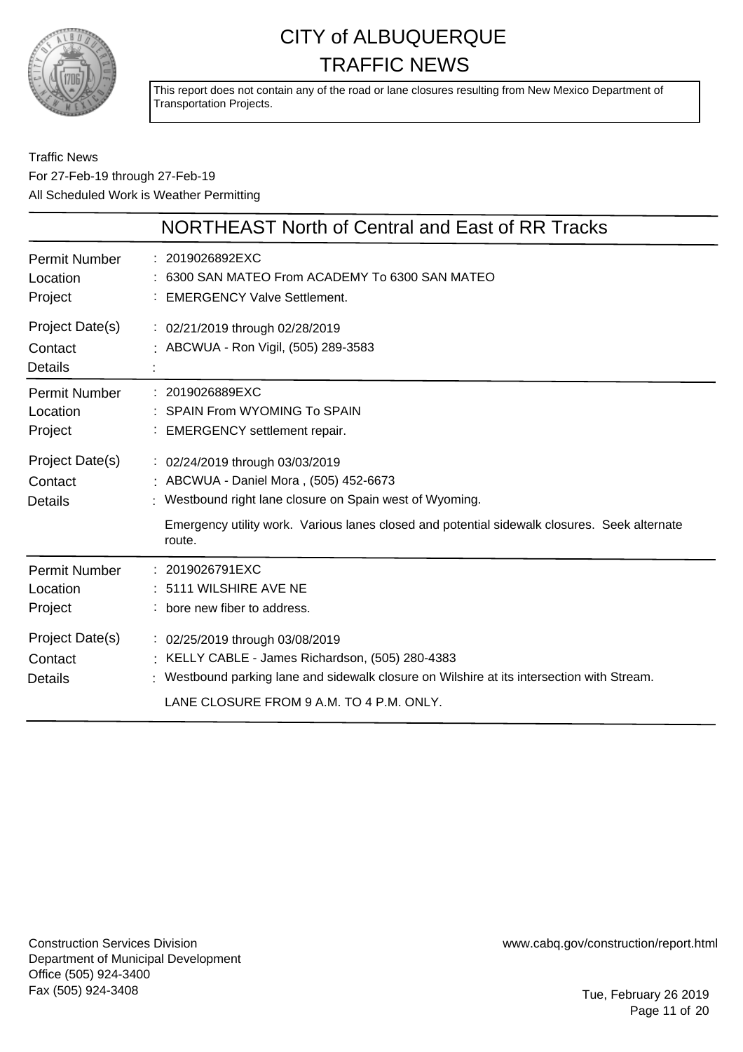# CITY of ALBUQUERQUE
# TRAFFIC NEWS

This report does not contain any of the road or lane closures resulting from New Mexico Department of Transportation Projects.

Traffic News
For 27-Feb-19 through 27-Feb-19
All Scheduled Work is Weather Permitting

## NORTHEAST North of Central and East of RR Tracks

| | |
|---|---|
| Permit Number | : 2019026892EXC |
| Location | : 6300 SAN MATEO From ACADEMY To 6300 SAN MATEO |
| Project | : EMERGENCY Valve Settlement. |
| Project Date(s) | : 02/21/2019 through 02/28/2019 |
| Contact | : ABCWUA - Ron Vigil, (505) 289-3583 |
| Details | : |

| | |
|---|---|
| Permit Number | : 2019026889EXC |
| Location | : SPAIN From WYOMING To SPAIN |
| Project | : EMERGENCY settlement repair. |
| Project Date(s) | : 02/24/2019 through 03/03/2019 |
| Contact | : ABCWUA - Daniel Mora , (505) 452-6673 |
| Details | : Westbound right lane closure on Spain west of Wyoming.<br>Emergency utility work. Various lanes closed and potential sidewalk closures. Seek alternate route. |

| | |
|---|---|
| Permit Number | : 2019026791EXC |
| Location | : 5111 WILSHIRE AVE NE |
| Project | : bore new fiber to address. |
| Project Date(s) | : 02/25/2019 through 03/08/2019 |
| Contact | : KELLY CABLE - James Richardson, (505) 280-4383 |
| Details | : Westbound parking lane and sidewalk closure on Wilshire at its intersection with Stream.<br>LANE CLOSURE FROM 9 A.M. TO 4 P.M. ONLY. |

Construction Services Division
Department of Municipal Development
Office (505) 924-3400
Fax (505) 924-3408

www.cabq.gov/construction/report.html

Tue, February 26 2019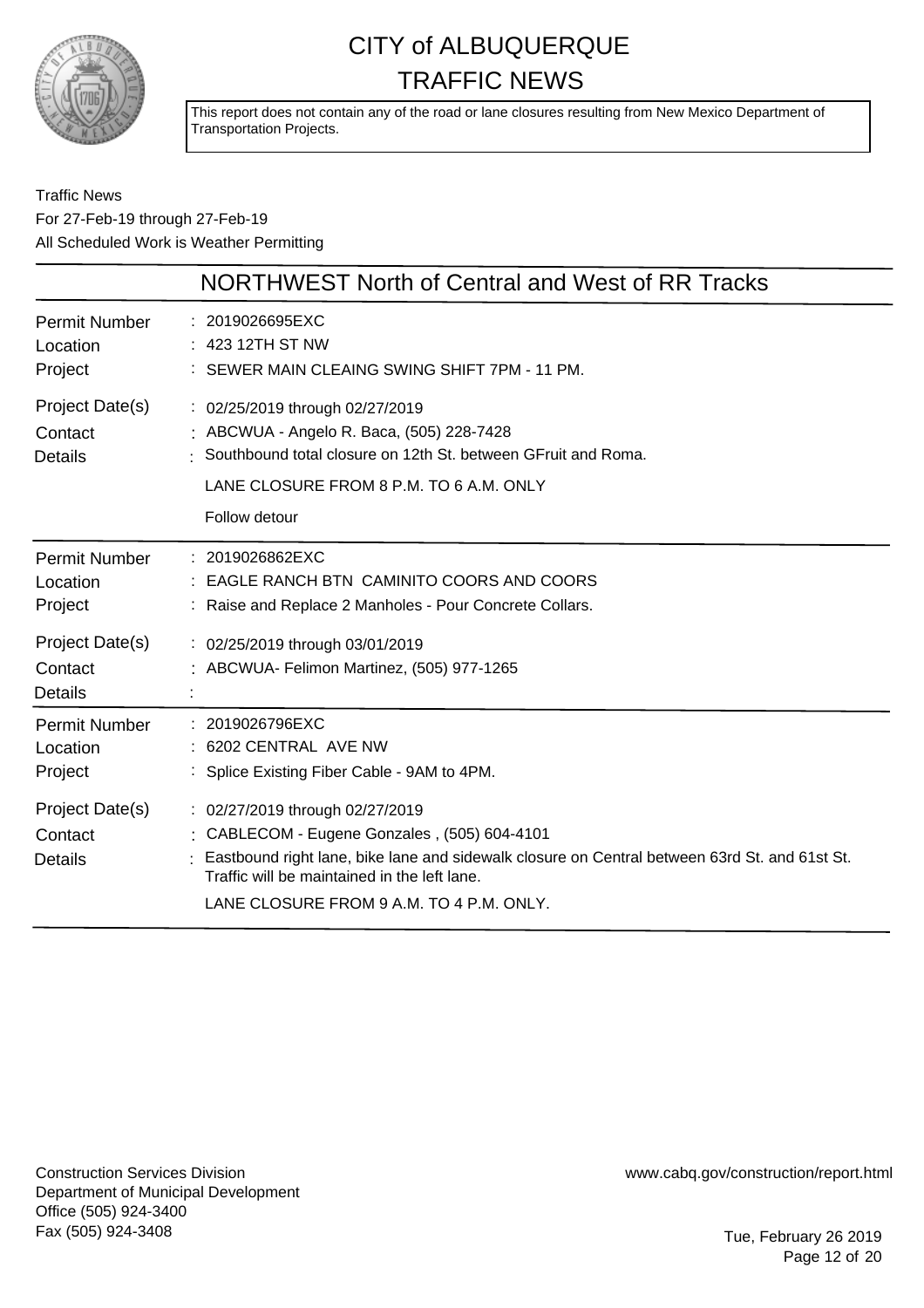# CITY of ALBUQUERQUE
## TRAFFIC NEWS

This report does not contain any of the road or lane closures resulting from New Mexico Department of Transportation Projects.

Traffic News
For 27-Feb-19 through 27-Feb-19
All Scheduled Work is Weather Permitting

## NORTHWEST North of Central and West of RR Tracks

| | |
|---|---|
| Permit Number | : 2019026695EXC |
| Location | : 423 12TH ST NW |
| Project | : SEWER MAIN CLEAING SWING SHIFT 7PM - 11 PM. |
| Project Date(s) | : 02/25/2019 through 02/27/2019 |
| Contact | : ABCWUA - Angelo R. Baca, (505) 228-7428 |
| Details | : Southbound total closure on 12th St. between GFruit and Roma. LANE CLOSURE FROM 8 P.M. TO 6 A.M. ONLY Follow detour |

| | |
|---|---|
| Permit Number | : 2019026862EXC |
| Location | : EAGLE RANCH BTN CAMINITO COORS AND COORS |
| Project | : Raise and Replace 2 Manholes - Pour Concrete Collars. |
| Project Date(s) | : 02/25/2019 through 03/01/2019 |
| Contact | : ABCWUA- Felimon Martinez, (505) 977-1265 |
| Details | : |

| | |
|---|---|
| Permit Number | : 2019026796EXC |
| Location | : 6202 CENTRAL AVE NW |
| Project | : Splice Existing Fiber Cable - 9AM to 4PM. |
| Project Date(s) | : 02/27/2019 through 02/27/2019 |
| Contact | : CABLECOM - Eugene Gonzales , (505) 604-4101 |
| Details | : Eastbound right lane, bike lane and sidewalk closure on Central between 63rd St. and 61st St. Traffic will be maintained in the left lane. LANE CLOSURE FROM 9 A.M. TO 4 P.M. ONLY. |

Construction Services Division
Department of Municipal Development
Office (505) 924-3400
Fax (505) 924-3408

www.cabq.gov/construction/report.html

Tue, February 26 2019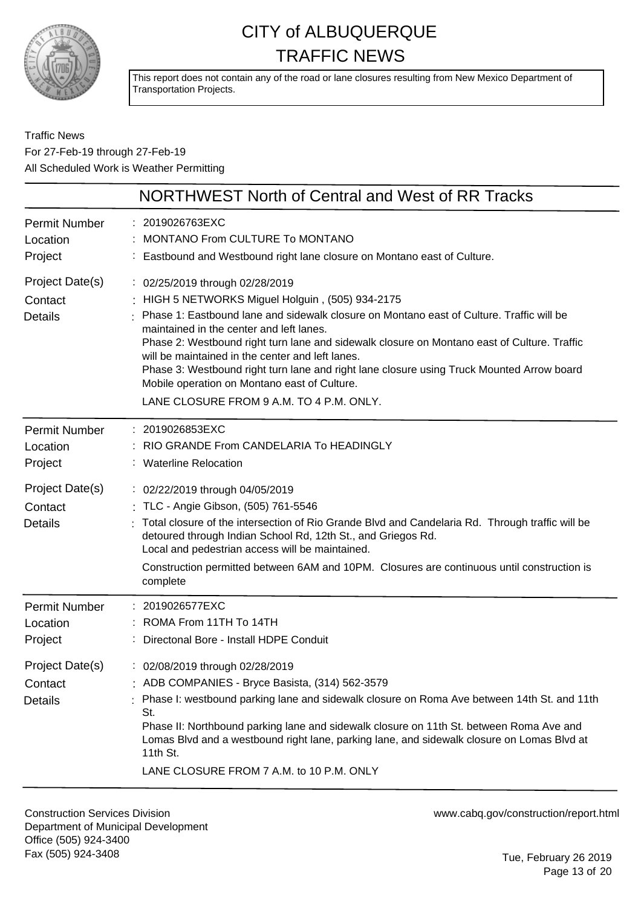# CITY of ALBUQUERQUE TRAFFIC NEWS

This report does not contain any of the road or lane closures resulting from New Mexico Department of Transportation Projects.

Traffic News
For 27-Feb-19 through 27-Feb-19
All Scheduled Work is Weather Permitting

## NORTHWEST North of Central and West of RR Tracks

**Permit Number**: 2019026763EXC
**Location**: MONTANO From CULTURE To MONTANO
**Project**: Eastbound and Westbound right lane closure on Montano east of Culture.
**Project Date(s)**: 02/25/2019 through 02/28/2019
**Contact**: HIGH 5 NETWORKS Miguel Holguin , (505) 934-2175
**Details**: Phase 1: Eastbound lane and sidewalk closure on Montano east of Culture. Traffic will be maintained in the center and left lanes.
Phase 2: Westbound right turn lane and sidewalk closure on Montano east of Culture. Traffic will be maintained in the center and left lanes.
Phase 3: Westbound right turn lane and right lane closure using Truck Mounted Arrow board Mobile operation on Montano east of Culture.
LANE CLOSURE FROM 9 A.M. TO 4 P.M. ONLY.

---

**Permit Number**: 2019026853EXC
**Location**: RIO GRANDE From CANDELARIA To HEADINGLY
**Project**: Waterline Relocation
**Project Date(s)**: 02/22/2019 through 04/05/2019
**Contact**: TLC - Angie Gibson, (505) 761-5546
**Details**: Total closure of the intersection of Rio Grande Blvd and Candelaria Rd. Through traffic will be detoured through Indian School Rd, 12th St., and Griegos Rd.
Local and pedestrian access will be maintained.
Construction permitted between 6AM and 10PM. Closures are continuous until construction is complete

---

**Permit Number**: 2019026577EXC
**Location**: ROMA From 11TH To 14TH
**Project**: Directonal Bore - Install HDPE Conduit
**Project Date(s)**: 02/08/2019 through 02/28/2019
**Contact**: ADB COMPANIES - Bryce Basista, (314) 562-3579
**Details**: Phase I: westbound parking lane and sidewalk closure on Roma Ave between 14th St. and 11th St.
Phase II: Northbound parking lane and sidewalk closure on 11th St. between Roma Ave and Lomas Blvd and a westbound right lane, parking lane, and sidewalk closure on Lomas Blvd at 11th St.
LANE CLOSURE FROM 7 A.M. to 10 P.M. ONLY

---

Construction Services Division
Department of Municipal Development
Office (505) 924-3400
Fax (505) 924-3408

www.cabq.gov/construction/report.html

Tue, February 26 2019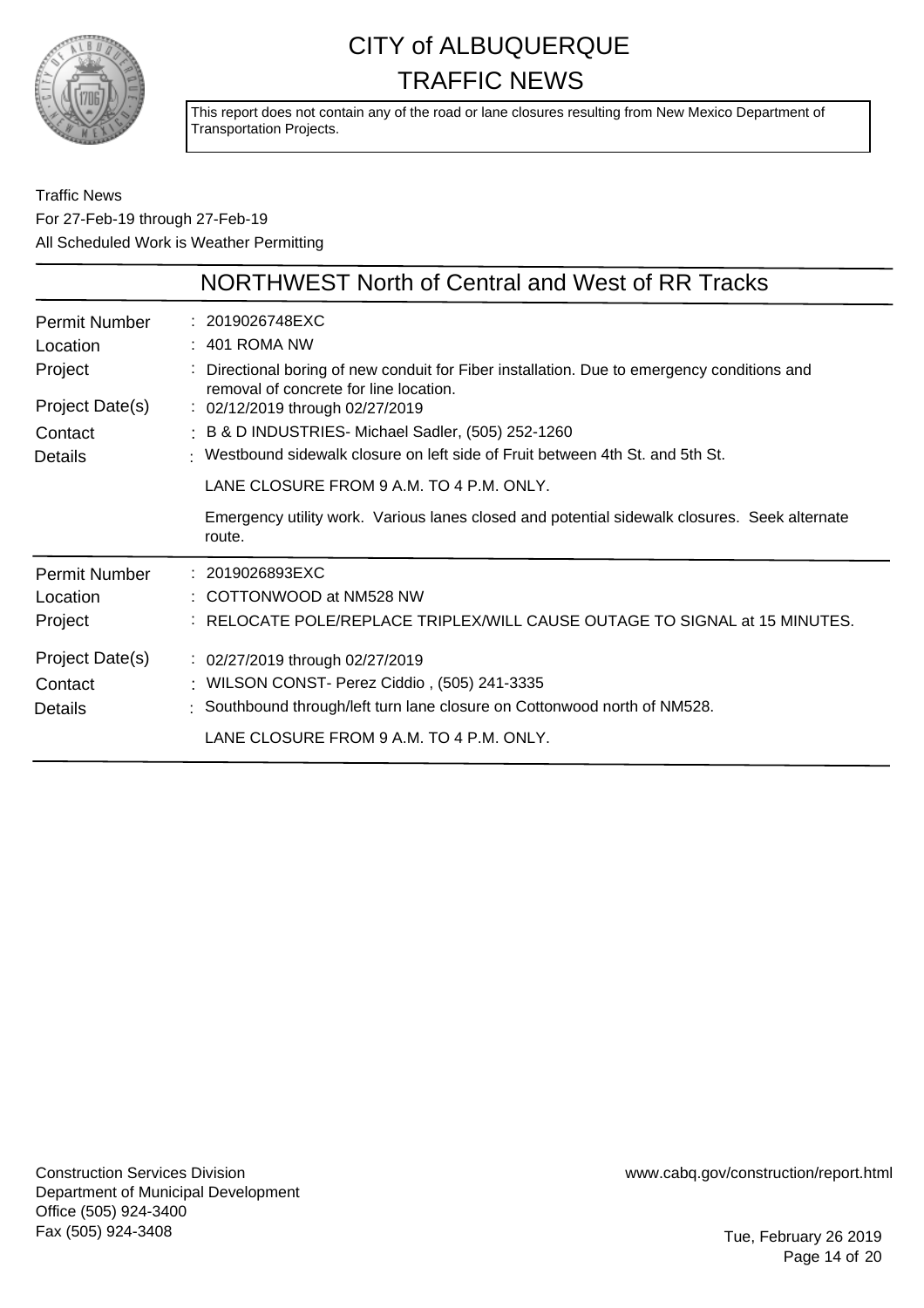# CITY of ALBUQUERQUE
# TRAFFIC NEWS

This report does not contain any of the road or lane closures resulting from New Mexico Department of Transportation Projects.

Traffic News
For 27-Feb-19 through 27-Feb-19
All Scheduled Work is Weather Permitting

## NORTHWEST North of Central and West of RR Tracks

| | |
|---|---|
| Permit Number | : 2019026748EXC |
| Location | : 401 ROMA NW |
| Project | : Directional boring of new conduit for Fiber installation. Due to emergency conditions and removal of concrete for line location. |
| Project Date(s) | : 02/12/2019 through 02/27/2019 |
| Contact | : B & D INDUSTRIES- Michael Sadler, (505) 252-1260 |
| Details | : Westbound sidewalk closure on left side of Fruit between 4th St. and 5th St. |
| | LANE CLOSURE FROM 9 A.M. TO 4 P.M. ONLY. |
| | Emergency utility work. Various lanes closed and potential sidewalk closures. Seek alternate route. |

| | |
|---|---|
| Permit Number | : 2019026893EXC |
| Location | : COTTONWOOD at NM528 NW |
| Project | : RELOCATE POLE/REPLACE TRIPLEX/WILL CAUSE OUTAGE TO SIGNAL at 15 MINUTES. |
| Project Date(s) | : 02/27/2019 through 02/27/2019 |
| Contact | : WILSON CONST- Perez Ciddio , (505) 241-3335 |
| Details | : Southbound through/left turn lane closure on Cottonwood north of NM528. |
| | LANE CLOSURE FROM 9 A.M. TO 4 P.M. ONLY. |

Construction Services Division
Department of Municipal Development
Office (505) 924-3400
Fax (505) 924-3408

www.cabq.gov/construction/report.html

Tue, February 26 2019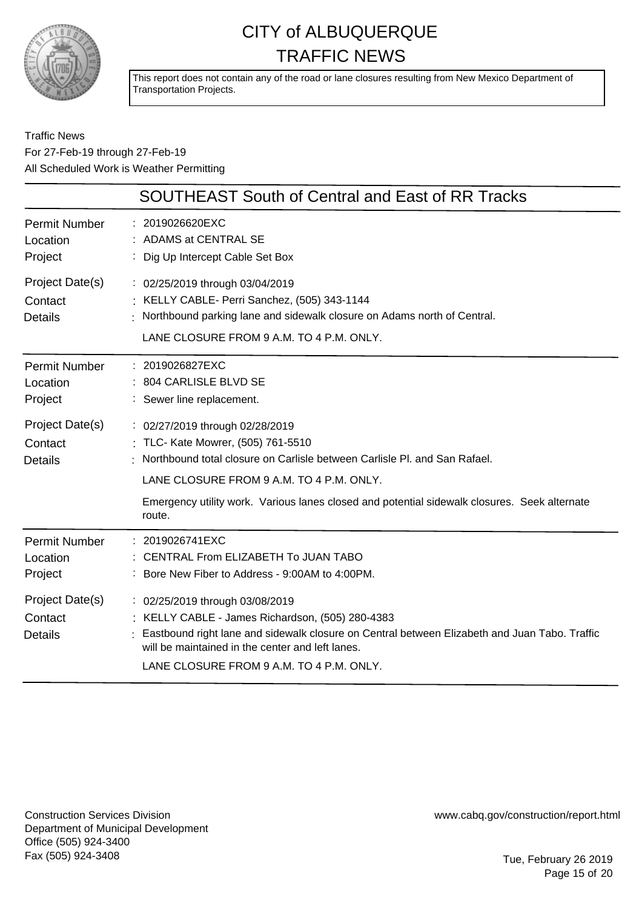# CITY of ALBUQUERQUE
# TRAFFIC NEWS

This report does not contain any of the road or lane closures resulting from New Mexico Department of Transportation Projects.

Traffic News
For 27-Feb-19 through 27-Feb-19
All Scheduled Work is Weather Permitting

## SOUTHEAST South of Central and East of RR Tracks

| | |
|---|---|
| Permit Number | 2019026620EXC |
| Location | ADAMS at CENTRAL SE |
| Project | Dig Up Intercept Cable Set Box |
| Project Date(s) | 02/25/2019 through 03/04/2019 |
| Contact | KELLY CABLE- Perri Sanchez, (505) 343-1144 |
| Details | Northbound parking lane and sidewalk closure on Adams north of Central.<br>LANE CLOSURE FROM 9 A.M. TO 4 P.M. ONLY. |

| | |
|---|---|
| Permit Number | 2019026827EXC |
| Location | 804 CARLISLE BLVD SE |
| Project | Sewer line replacement. |
| Project Date(s) | 02/27/2019 through 02/28/2019 |
| Contact | TLC- Kate Mowrer, (505) 761-5510 |
| Details | Northbound total closure on Carlisle between Carlisle Pl. and San Rafael.<br>LANE CLOSURE FROM 9 A.M. TO 4 P.M. ONLY.<br>Emergency utility work. Various lanes closed and potential sidewalk closures. Seek alternate route. |

| | |
|---|---|
| Permit Number | 2019026741EXC |
| Location | CENTRAL From ELIZABETH To JUAN TABO |
| Project | Bore New Fiber to Address - 9:00AM to 4:00PM. |
| Project Date(s) | 02/25/2019 through 03/08/2019 |
| Contact | KELLY CABLE - James Richardson, (505) 280-4383 |
| Details | Eastbound right lane and sidewalk closure on Central between Elizabeth and Juan Tabo. Traffic will be maintained in the center and left lanes.<br>LANE CLOSURE FROM 9 A.M. TO 4 P.M. ONLY. |

Construction Services Division
Department of Municipal Development
Office (505) 924-3400
Fax (505) 924-3408

www.cabq.gov/construction/report.html

Tue, February 26 2019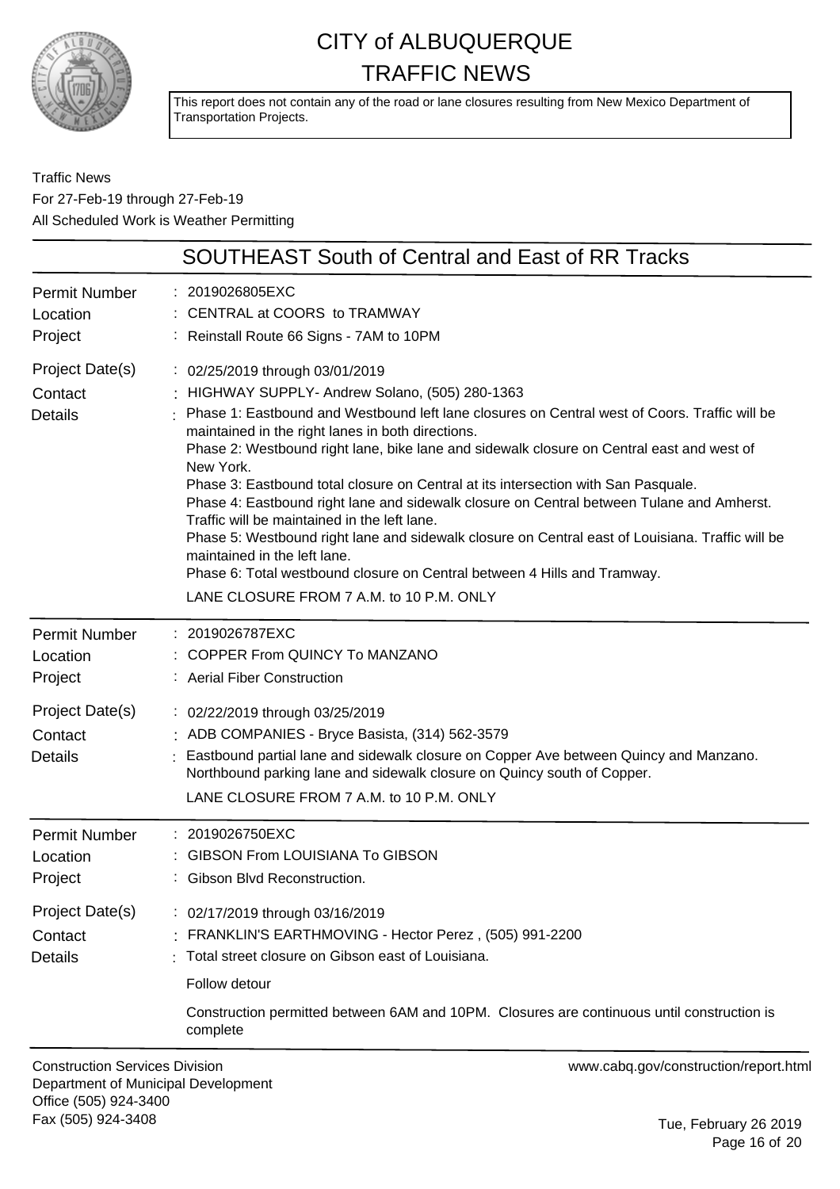# CITY of ALBUQUERQUE TRAFFIC NEWS

This report does not contain any of the road or lane closures resulting from New Mexico Department of Transportation Projects.

Traffic News
For 27-Feb-19 through 27-Feb-19
All Scheduled Work is Weather Permitting

## SOUTHEAST South of Central and East of RR Tracks

**Permit Number:** 2019026805EXC
**Location:** CENTRAL at COORS to TRAMWAY
**Project:** Reinstall Route 66 Signs - 7AM to 10PM
**Project Date(s):** 02/25/2019 through 03/01/2019
**Contact:** HIGHWAY SUPPLY- Andrew Solano, (505) 280-1363
**Details:** Phase 1: Eastbound and Westbound left lane closures on Central west of Coors. Traffic will be maintained in the right lanes in both directions.
Phase 2: Westbound right lane, bike lane and sidewalk closure on Central east and west of New York.
Phase 3: Eastbound total closure on Central at its intersection with San Pasquale.
Phase 4: Eastbound right lane and sidewalk closure on Central between Tulane and Amherst. Traffic will be maintained in the left lane.
Phase 5: Westbound right lane and sidewalk closure on Central east of Louisiana. Traffic will be maintained in the left lane.
Phase 6: Total westbound closure on Central between 4 Hills and Tramway.
LANE CLOSURE FROM 7 A.M. to 10 P.M. ONLY

---

**Permit Number:** 2019026787EXC
**Location:** COPPER From QUINCY To MANZANO
**Project:** Aerial Fiber Construction
**Project Date(s):** 02/22/2019 through 03/25/2019
**Contact:** ADB COMPANIES - Bryce Basista, (314) 562-3579
**Details:** Eastbound partial lane and sidewalk closure on Copper Ave between Quincy and Manzano. Northbound parking lane and sidewalk closure on Quincy south of Copper.
LANE CLOSURE FROM 7 A.M. to 10 P.M. ONLY

---

**Permit Number:** 2019026750EXC
**Location:** GIBSON From LOUISIANA To GIBSON
**Project:** Gibson Blvd Reconstruction.
**Project Date(s):** 02/17/2019 through 03/16/2019
**Contact:** FRANKLIN'S EARTHMOVING - Hector Perez , (505) 991-2200
**Details:** Total street closure on Gibson east of Louisiana.
Follow detour
Construction permitted between 6AM and 10PM. Closures are continuous until construction is complete

---

Construction Services Division
Department of Municipal Development
Office (505) 924-3400
Fax (505) 924-3408

www.cabq.gov/construction/report.html

Tue, February 26 2019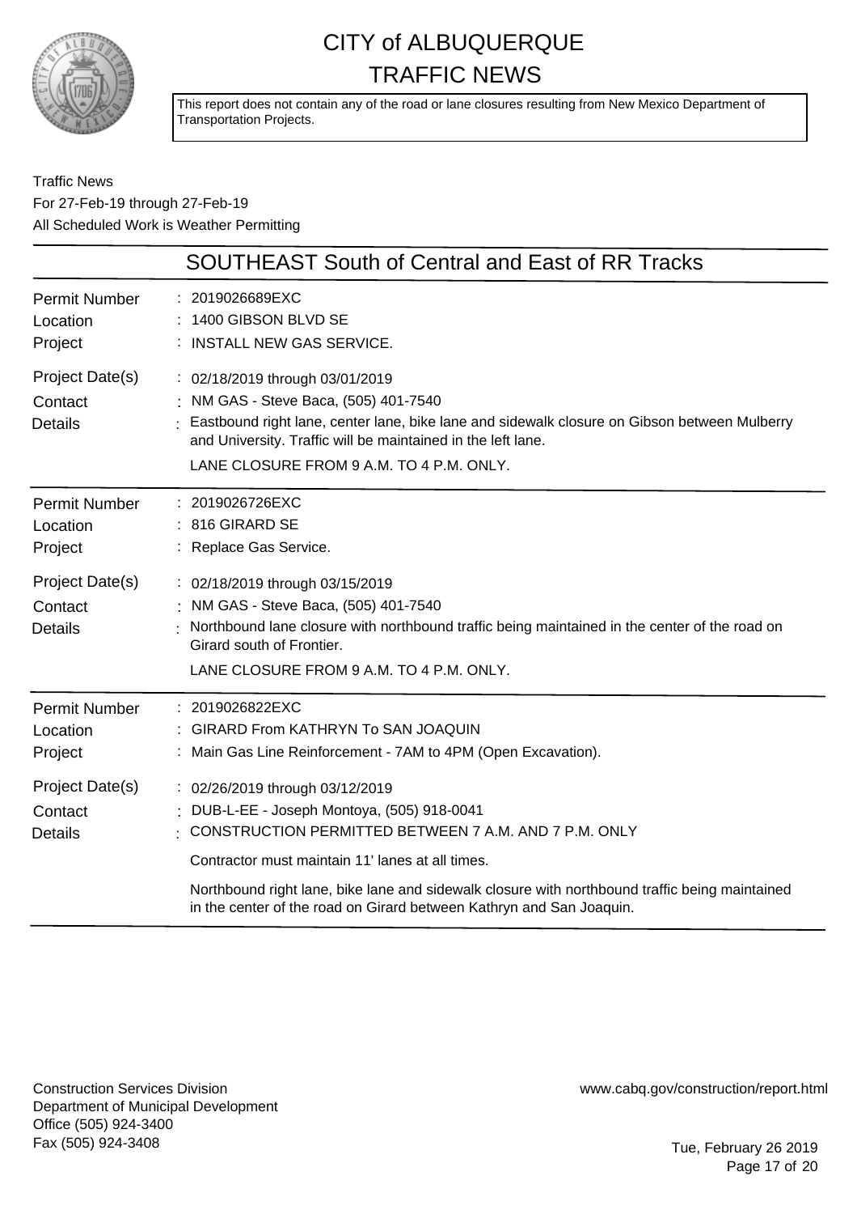# CITY of ALBUQUERQUE
## TRAFFIC NEWS

This report does not contain any of the road or lane closures resulting from New Mexico Department of Transportation Projects.

Traffic News
For 27-Feb-19 through 27-Feb-19
All Scheduled Work is Weather Permitting

## SOUTHEAST South of Central and East of RR Tracks

| | |
|---|---|
| Permit Number | 2019026689EXC |
| Location | 1400 GIBSON BLVD SE |
| Project | INSTALL NEW GAS SERVICE. |
| Project Date(s) | 02/18/2019 through 03/01/2019 |
| Contact | NM GAS - Steve Baca, (505) 401-7540 |
| Details | Eastbound right lane, center lane, bike lane and sidewalk closure on Gibson between Mulberry and University. Traffic will be maintained in the left lane.<br>LANE CLOSURE FROM 9 A.M. TO 4 P.M. ONLY. |

| | |
|---|---|
| Permit Number | 2019026726EXC |
| Location | 816 GIRARD SE |
| Project | Replace Gas Service. |
| Project Date(s) | 02/18/2019 through 03/15/2019 |
| Contact | NM GAS - Steve Baca, (505) 401-7540 |
| Details | Northbound lane closure with northbound traffic being maintained in the center of the road on Girard south of Frontier.<br>LANE CLOSURE FROM 9 A.M. TO 4 P.M. ONLY. |

| | |
|---|---|
| Permit Number | 2019026822EXC |
| Location | GIRARD From KATHRYN To SAN JOAQUIN |
| Project | Main Gas Line Reinforcement - 7AM to 4PM (Open Excavation). |
| Project Date(s) | 02/26/2019 through 03/12/2019 |
| Contact | DUB-L-EE - Joseph Montoya, (505) 918-0041 |
| Details | CONSTRUCTION PERMITTED BETWEEN 7 A.M. AND 7 P.M. ONLY<br>Contractor must maintain 11' lanes at all times.<br>Northbound right lane, bike lane and sidewalk closure with northbound traffic being maintained in the center of the road on Girard between Kathryn and San Joaquin. |

Construction Services Division
Department of Municipal Development
Office (505) 924-3400
Fax (505) 924-3408

www.cabq.gov/construction/report.html

Tue, February 26 2019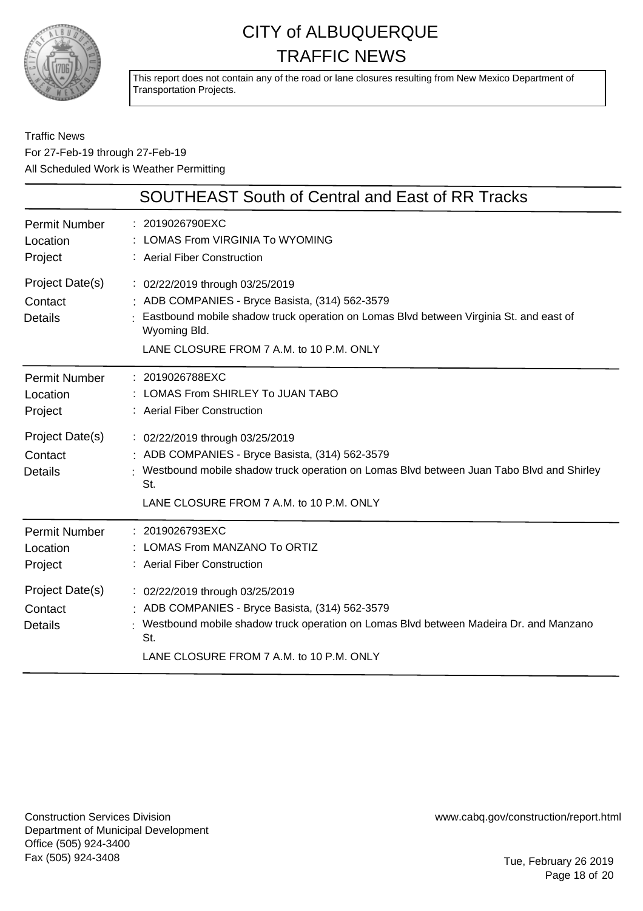# CITY of ALBUQUERQUE TRAFFIC NEWS

This report does not contain any of the road or lane closures resulting from New Mexico Department of Transportation Projects.

Traffic News
For 27-Feb-19 through 27-Feb-19
All Scheduled Work is Weather Permitting

## SOUTHEAST South of Central and East of RR Tracks

| | |
|---|---|
| Permit Number | 2019026790EXC |
| Location | LOMAS From VIRGINIA To WYOMING |
| Project | Aerial Fiber Construction |
| Project Date(s) | 02/22/2019 through 03/25/2019 |
| Contact | ADB COMPANIES - Bryce Basista, (314) 562-3579 |
| Details | Eastbound mobile shadow truck operation on Lomas Blvd between Virginia St. and east of Wyoming Bld.<br>LANE CLOSURE FROM 7 A.M. to 10 P.M. ONLY |

| | |
|---|---|
| Permit Number | 2019026788EXC |
| Location | LOMAS From SHIRLEY To JUAN TABO |
| Project | Aerial Fiber Construction |
| Project Date(s) | 02/22/2019 through 03/25/2019 |
| Contact | ADB COMPANIES - Bryce Basista, (314) 562-3579 |
| Details | Westbound mobile shadow truck operation on Lomas Blvd between Juan Tabo Blvd and Shirley St.<br>LANE CLOSURE FROM 7 A.M. to 10 P.M. ONLY |

| | |
|---|---|
| Permit Number | 2019026793EXC |
| Location | LOMAS From MANZANO To ORTIZ |
| Project | Aerial Fiber Construction |
| Project Date(s) | 02/22/2019 through 03/25/2019 |
| Contact | ADB COMPANIES - Bryce Basista, (314) 562-3579 |
| Details | Westbound mobile shadow truck operation on Lomas Blvd between Madeira Dr. and Manzano St.<br>LANE CLOSURE FROM 7 A.M. to 10 P.M. ONLY |

Construction Services Division
Department of Municipal Development
Office (505) 924-3400
Fax (505) 924-3408

www.cabq.gov/construction/report.html

Tue, February 26 2019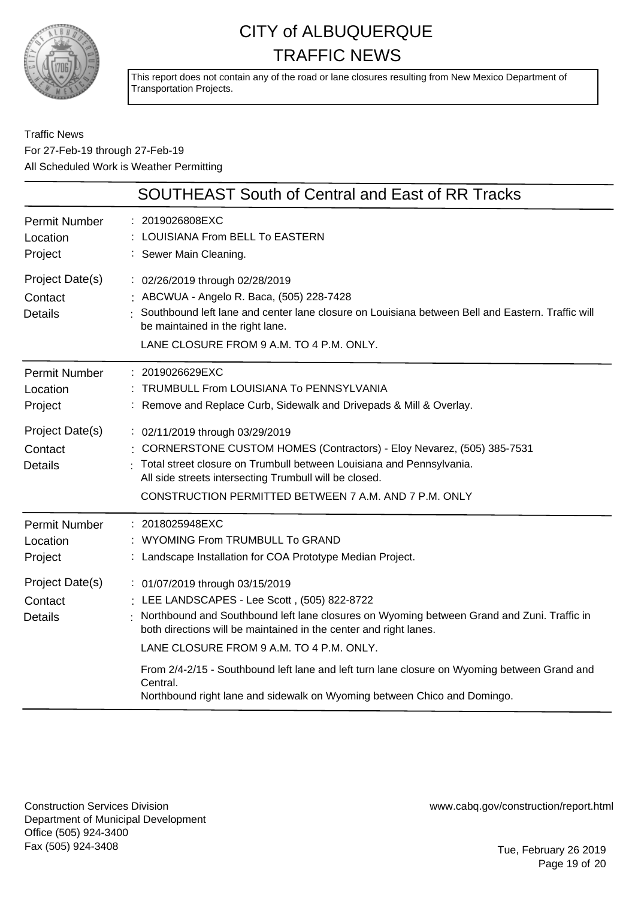# CITY of ALBUQUERQUE TRAFFIC NEWS

This report does not contain any of the road or lane closures resulting from New Mexico Department of Transportation Projects.

Traffic News
For 27-Feb-19 through 27-Feb-19
All Scheduled Work is Weather Permitting

## SOUTHEAST South of Central and East of RR Tracks

| | |
|---|---|
| Permit Number | : 2019026808EXC |
| Location | : LOUISIANA From BELL To EASTERN |
| Project | : Sewer Main Cleaning. |
| Project Date(s) | : 02/26/2019 through 02/28/2019 |
| Contact | : ABCWUA - Angelo R. Baca, (505) 228-7428 |
| Details | : Southbound left lane and center lane closure on Louisiana between Bell and Eastern. Traffic will be maintained in the right lane.<br>LANE CLOSURE FROM 9 A.M. TO 4 P.M. ONLY. |

| | |
|---|---|
| Permit Number | : 2019026629EXC |
| Location | : TRUMBULL From LOUISIANA To PENNSYLVANIA |
| Project | : Remove and Replace Curb, Sidewalk and Drivepads & Mill & Overlay. |
| Project Date(s) | : 02/11/2019 through 03/29/2019 |
| Contact | : CORNERSTONE CUSTOM HOMES (Contractors) - Eloy Nevarez, (505) 385-7531 |
| Details | : Total street closure on Trumbull between Louisiana and Pennsylvania.<br>All side streets intersecting Trumbull will be closed.<br>CONSTRUCTION PERMITTED BETWEEN 7 A.M. AND 7 P.M. ONLY |

| | |
|---|---|
| Permit Number | : 2018025948EXC |
| Location | : WYOMING From TRUMBULL To GRAND |
| Project | : Landscape Installation for COA Prototype Median Project. |
| Project Date(s) | : 01/07/2019 through 03/15/2019 |
| Contact | : LEE LANDSCAPES - Lee Scott , (505) 822-8722 |
| Details | : Northbound and Southbound left lane closures on Wyoming between Grand and Zuni. Traffic in both directions will be maintained in the center and right lanes.<br>LANE CLOSURE FROM 9 A.M. TO 4 P.M. ONLY.<br>From 2/4-2/15 - Southbound left lane and left turn lane closure on Wyoming between Grand and Central.<br>Northbound right lane and sidewalk on Wyoming between Chico and Domingo. |

Construction Services Division
Department of Municipal Development
Office (505) 924-3400
Fax (505) 924-3408

www.cabq.gov/construction/report.html

Tue, February 26 2019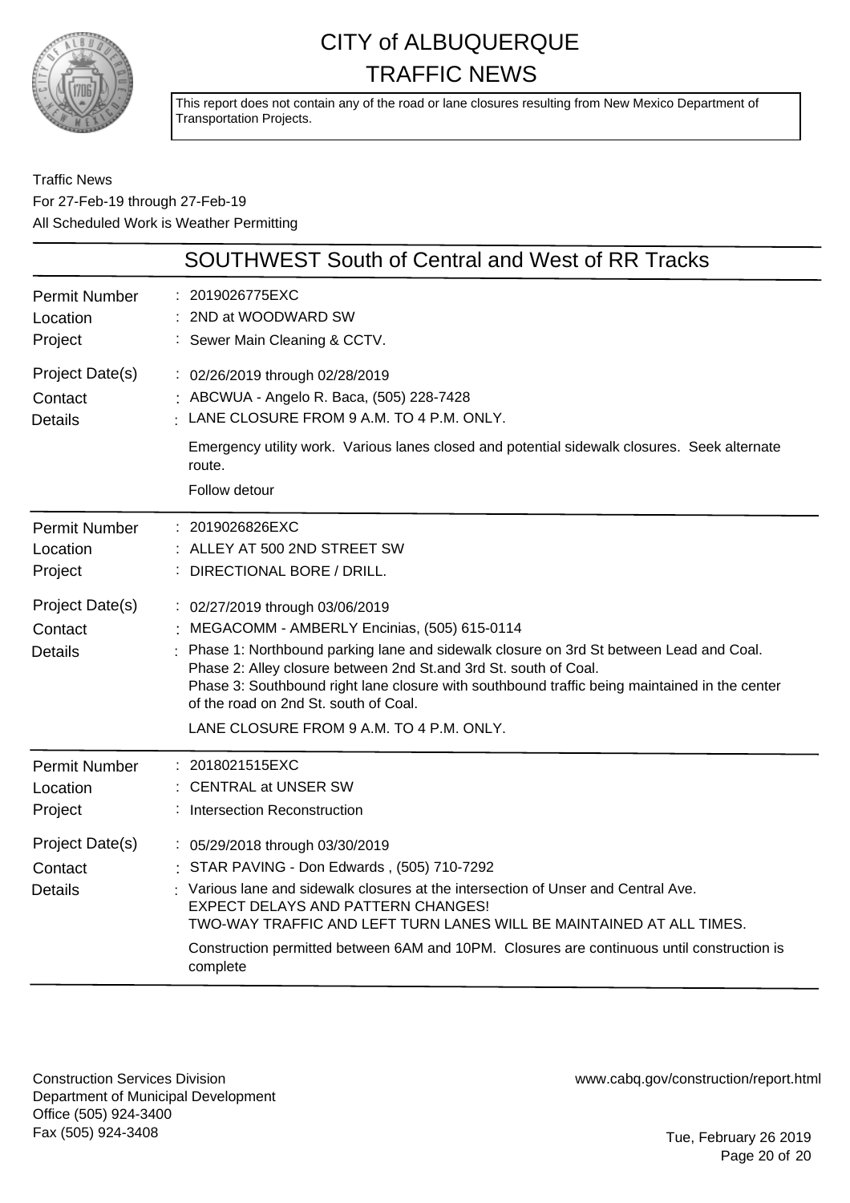# CITY of ALBUQUERQUE TRAFFIC NEWS

This report does not contain any of the road or lane closures resulting from New Mexico Department of Transportation Projects.

Traffic News
For 27-Feb-19 through 27-Feb-19
All Scheduled Work is Weather Permitting

## SOUTHWEST South of Central and West of RR Tracks

| | |
|---|---|
| Permit Number | : 2019026775EXC |
| Location | : 2ND at WOODWARD SW |
| Project | : Sewer Main Cleaning & CCTV. |
| Project Date(s) | : 02/26/2019 through 02/28/2019 |
| Contact | : ABCWUA - Angelo R. Baca, (505) 228-7428 |
| Details | : LANE CLOSURE FROM 9 A.M. TO 4 P.M. ONLY.<br>Emergency utility work. Various lanes closed and potential sidewalk closures. Seek alternate route.<br>Follow detour |

| | |
|---|---|
| Permit Number | : 2019026826EXC |
| Location | : ALLEY AT 500 2ND STREET SW |
| Project | : DIRECTIONAL BORE / DRILL. |
| Project Date(s) | : 02/27/2019 through 03/06/2019 |
| Contact | : MEGACOMM - AMBERLY Encinias, (505) 615-0114 |
| Details | : Phase 1: Northbound parking lane and sidewalk closure on 3rd St between Lead and Coal.<br>Phase 2: Alley closure between 2nd St.and 3rd St. south of Coal.<br>Phase 3: Southbound right lane closure with southbound traffic being maintained in the center of the road on 2nd St. south of Coal.<br>LANE CLOSURE FROM 9 A.M. TO 4 P.M. ONLY. |

| | |
|---|---|
| Permit Number | : 2018021515EXC |
| Location | : CENTRAL at UNSER SW |
| Project | : Intersection Reconstruction |
| Project Date(s) | : 05/29/2018 through 03/30/2019 |
| Contact | : STAR PAVING - Don Edwards , (505) 710-7292 |
| Details | : Various lane and sidewalk closures at the intersection of Unser and Central Ave.<br>EXPECT DELAYS AND PATTERN CHANGES!<br>TWO-WAY TRAFFIC AND LEFT TURN LANES WILL BE MAINTAINED AT ALL TIMES.<br>Construction permitted between 6AM and 10PM. Closures are continuous until construction is complete |

Construction Services Division
Department of Municipal Development
Office (505) 924-3400
Fax (505) 924-3408

www.cabq.gov/construction/report.html

Tue, February 26 2019